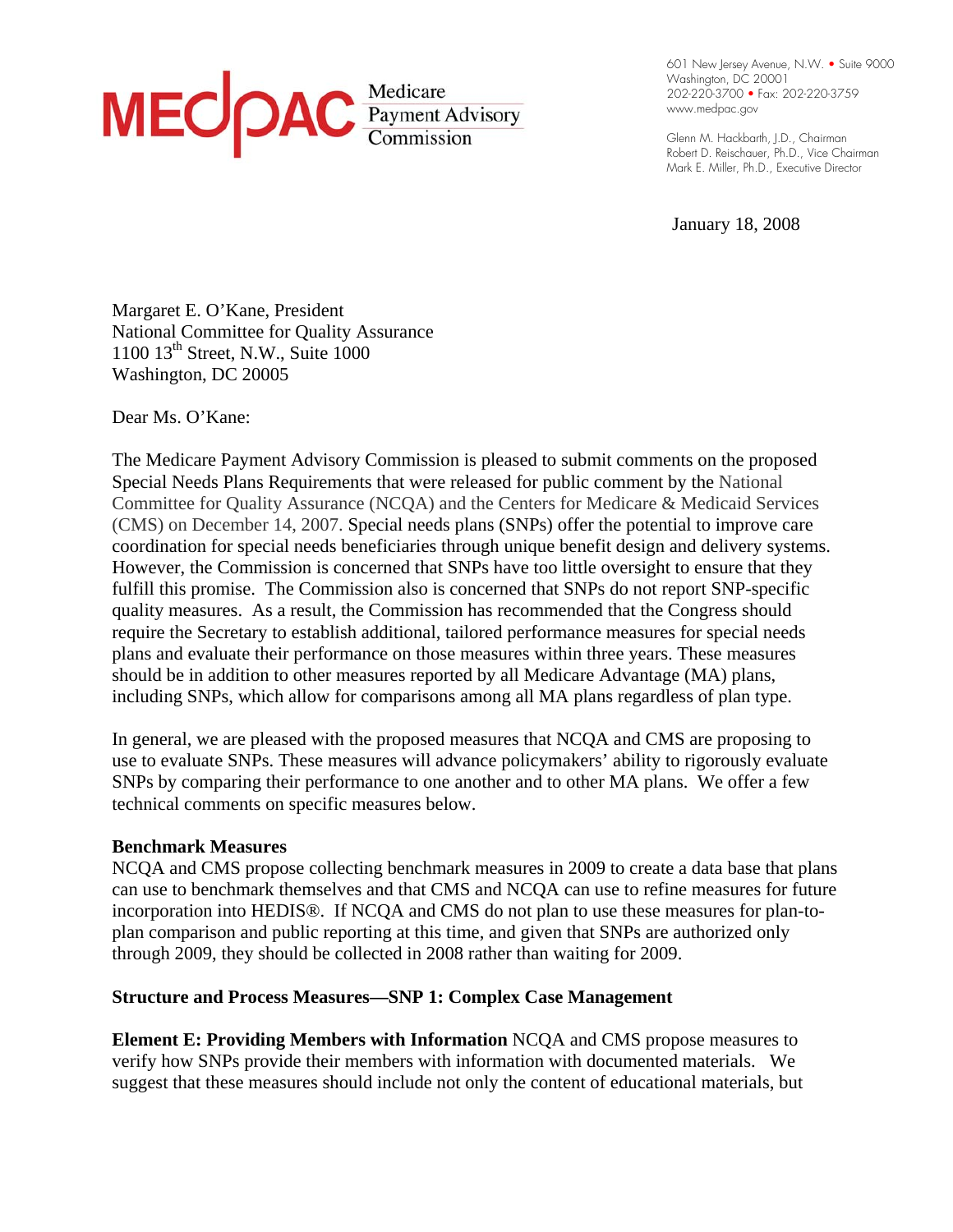MEDPAC Medicare Payment Advisory Commission

601 New Jersey Avenue, N.W. • Suite 9000
Washington, DC 20001
202-220-3700 • Fax: 202-220-3759
www.medpac.gov

Glenn M. Hackbarth, J.D., Chairman
Robert D. Reischauer, Ph.D., Vice Chairman
Mark E. Miller, Ph.D., Executive Director

January 18, 2008

Margaret E. O'Kane, President
National Committee for Quality Assurance
1100 13th Street, N.W., Suite 1000
Washington, DC 20005

Dear Ms. O'Kane:

The Medicare Payment Advisory Commission is pleased to submit comments on the proposed Special Needs Plans Requirements that were released for public comment by the National Committee for Quality Assurance (NCQA) and the Centers for Medicare & Medicaid Services (CMS) on December 14, 2007. Special needs plans (SNPs) offer the potential to improve care coordination for special needs beneficiaries through unique benefit design and delivery systems. However, the Commission is concerned that SNPs have too little oversight to ensure that they fulfill this promise. The Commission also is concerned that SNPs do not report SNP-specific quality measures. As a result, the Commission has recommended that the Congress should require the Secretary to establish additional, tailored performance measures for special needs plans and evaluate their performance on those measures within three years. These measures should be in addition to other measures reported by all Medicare Advantage (MA) plans, including SNPs, which allow for comparisons among all MA plans regardless of plan type.

In general, we are pleased with the proposed measures that NCQA and CMS are proposing to use to evaluate SNPs. These measures will advance policymakers' ability to rigorously evaluate SNPs by comparing their performance to one another and to other MA plans. We offer a few technical comments on specific measures below.

**Benchmark Measures**
NCQA and CMS propose collecting benchmark measures in 2009 to create a data base that plans can use to benchmark themselves and that CMS and NCQA can use to refine measures for future incorporation into HEDIS®. If NCQA and CMS do not plan to use these measures for plan-to-plan comparison and public reporting at this time, and given that SNPs are authorized only through 2009, they should be collected in 2008 rather than waiting for 2009.

**Structure and Process Measures—SNP 1: Complex Case Management**

**Element E: Providing Members with Information** NCQA and CMS propose measures to verify how SNPs provide their members with information with documented materials. We suggest that these measures should include not only the content of educational materials, but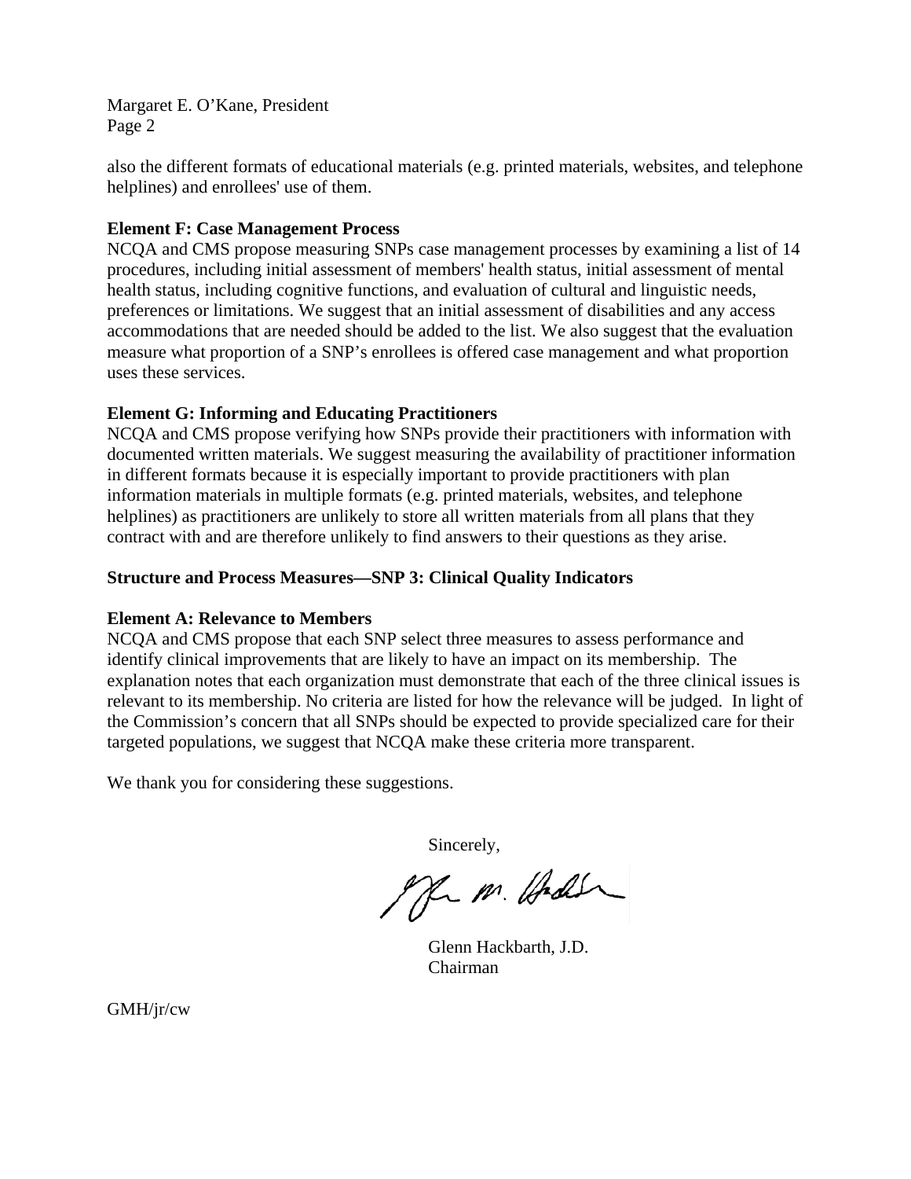also the different formats of educational materials (e.g. printed materials, websites, and telephone helplines) and enrollees' use of them.

**Element F: Case Management Process**

NCQA and CMS propose measuring SNPs case management processes by examining a list of 14 procedures, including initial assessment of members' health status, initial assessment of mental health status, including cognitive functions, and evaluation of cultural and linguistic needs, preferences or limitations. We suggest that an initial assessment of disabilities and any access accommodations that are needed should be added to the list. We also suggest that the evaluation measure what proportion of a SNP's enrollees is offered case management and what proportion uses these services.

**Element G: Informing and Educating Practitioners**

NCQA and CMS propose verifying how SNPs provide their practitioners with information with documented written materials. We suggest measuring the availability of practitioner information in different formats because it is especially important to provide practitioners with plan information materials in multiple formats (e.g. printed materials, websites, and telephone helplines) as practitioners are unlikely to store all written materials from all plans that they contract with and are therefore unlikely to find answers to their questions as they arise.

**Structure and Process Measures—SNP 3: Clinical Quality Indicators**

**Element A: Relevance to Members**

NCQA and CMS propose that each SNP select three measures to assess performance and identify clinical improvements that are likely to have an impact on its membership. The explanation notes that each organization must demonstrate that each of the three clinical issues is relevant to its membership. No criteria are listed for how the relevance will be judged. In light of the Commission's concern that all SNPs should be expected to provide specialized care for their targeted populations, we suggest that NCQA make these criteria more transparent.

We thank you for considering these suggestions.

Sincerely,

Glenn Hackbarth, J.D.
Chairman

GMH/jr/cw